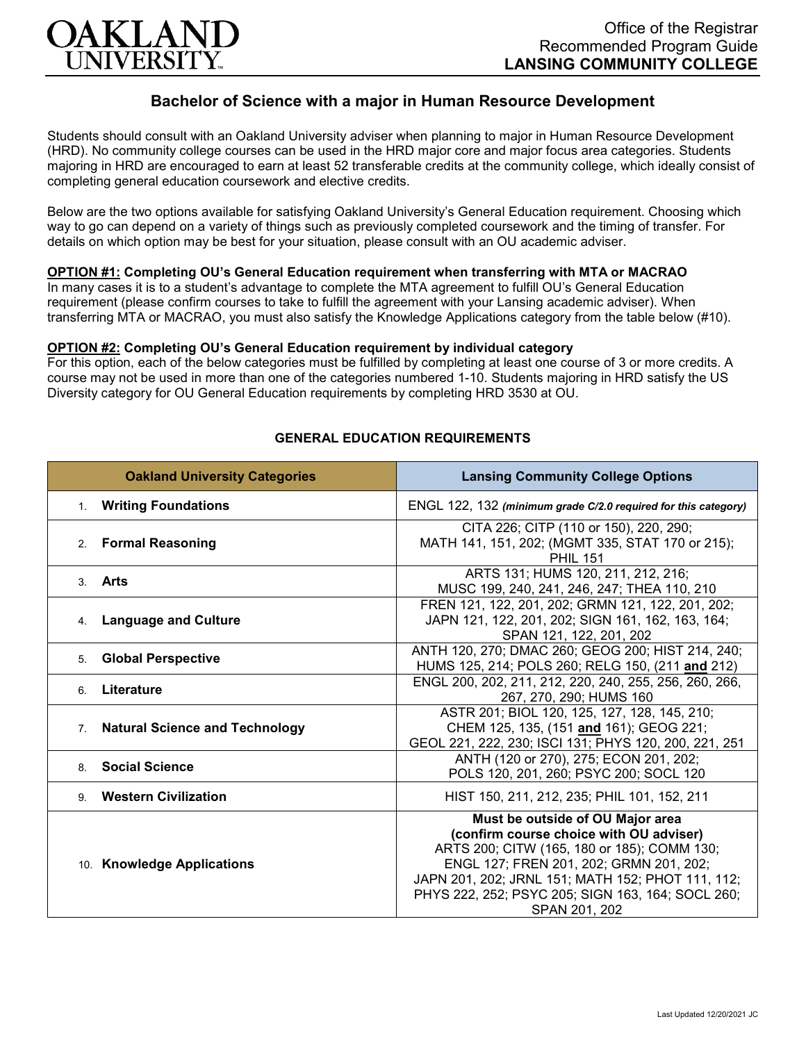OAKLAND UNIVERSITY

Office of the Registrar
Recommended Program Guide
**LANSING COMMUNITY COLLEGE**

## Bachelor of Science with a major in Human Resource Development

Students should consult with an Oakland University adviser when planning to major in Human Resource Development (HRD). No community college courses can be used in the HRD major core and major focus area categories. Students majoring in HRD are encouraged to earn at least 52 transferable credits at the community college, which ideally consist of completing general education coursework and elective credits.

Below are the two options available for satisfying Oakland University's General Education requirement. Choosing which way to go can depend on a variety of things such as previously completed coursework and the timing of transfer. For details on which option may be best for your situation, please consult with an OU academic adviser.

**OPTION #1: Completing OU's General Education requirement when transferring with MTA or MACRAO**
In many cases it is to a student's advantage to complete the MTA agreement to fulfill OU's General Education requirement (please confirm courses to take to fulfill the agreement with your Lansing academic adviser). When transferring MTA or MACRAO, you must also satisfy the Knowledge Applications category from the table below (#10).

**OPTION #2: Completing OU's General Education requirement by individual category**
For this option, each of the below categories must be fulfilled by completing at least one course of 3 or more credits. A course may not be used in more than one of the categories numbered 1-10. Students majoring in HRD satisfy the US Diversity category for OU General Education requirements by completing HRD 3530 at OU.

### GENERAL EDUCATION REQUIREMENTS

| Oakland University Categories | Lansing Community College Options |
|---|---|
| 1. **Writing Foundations** | ENGL 122, 132 ***(minimum grade C/2.0 required for this category)*** |
| 2. **Formal Reasoning** | CITA 226; CITP (110 or 150), 220, 290; MATH 141, 151, 202; (MGMT 335, STAT 170 or 215); PHIL 151 |
| 3. **Arts** | ARTS 131; HUMS 120, 211, 212, 216; MUSC 199, 240, 241, 246, 247; THEA 110, 210 |
| 4. **Language and Culture** | FREN 121, 122, 201, 202; GRMN 121, 122, 201, 202; JAPN 121, 122, 201, 202; SIGN 161, 162, 163, 164; SPAN 121, 122, 201, 202 |
| 5. **Global Perspective** | ANTH 120, 270; DMAC 260; GEOG 200; HIST 214, 240; HUMS 125, 214; POLS 260; RELG 150, (211 **and** 212) |
| 6. **Literature** | ENGL 200, 202, 211, 212, 220, 240, 255, 256, 260, 266, 267, 270, 290; HUMS 160 |
| 7. **Natural Science and Technology** | ASTR 201; BIOL 120, 125, 127, 128, 145, 210; CHEM 125, 135, (151 **and** 161); GEOG 221; GEOL 221, 222, 230; ISCI 131; PHYS 120, 200, 221, 251 |
| 8. **Social Science** | ANTH (120 or 270), 275; ECON 201, 202; POLS 120, 201, 260; PSYC 200; SOCL 120 |
| 9. **Western Civilization** | HIST 150, 211, 212, 235; PHIL 101, 152, 211 |
| 10. **Knowledge Applications** | **Must be outside of OU Major area (confirm course choice with OU adviser)** ARTS 200; CITW (165, 180 or 185); COMM 130; ENGL 127; FREN 201, 202; GRMN 201, 202; JAPN 201, 202; JRNL 151; MATH 152; PHOT 111, 112; PHYS 222, 252; PSYC 205; SIGN 163, 164; SOCL 260; SPAN 201, 202 |

Last Updated 12/20/2021 JC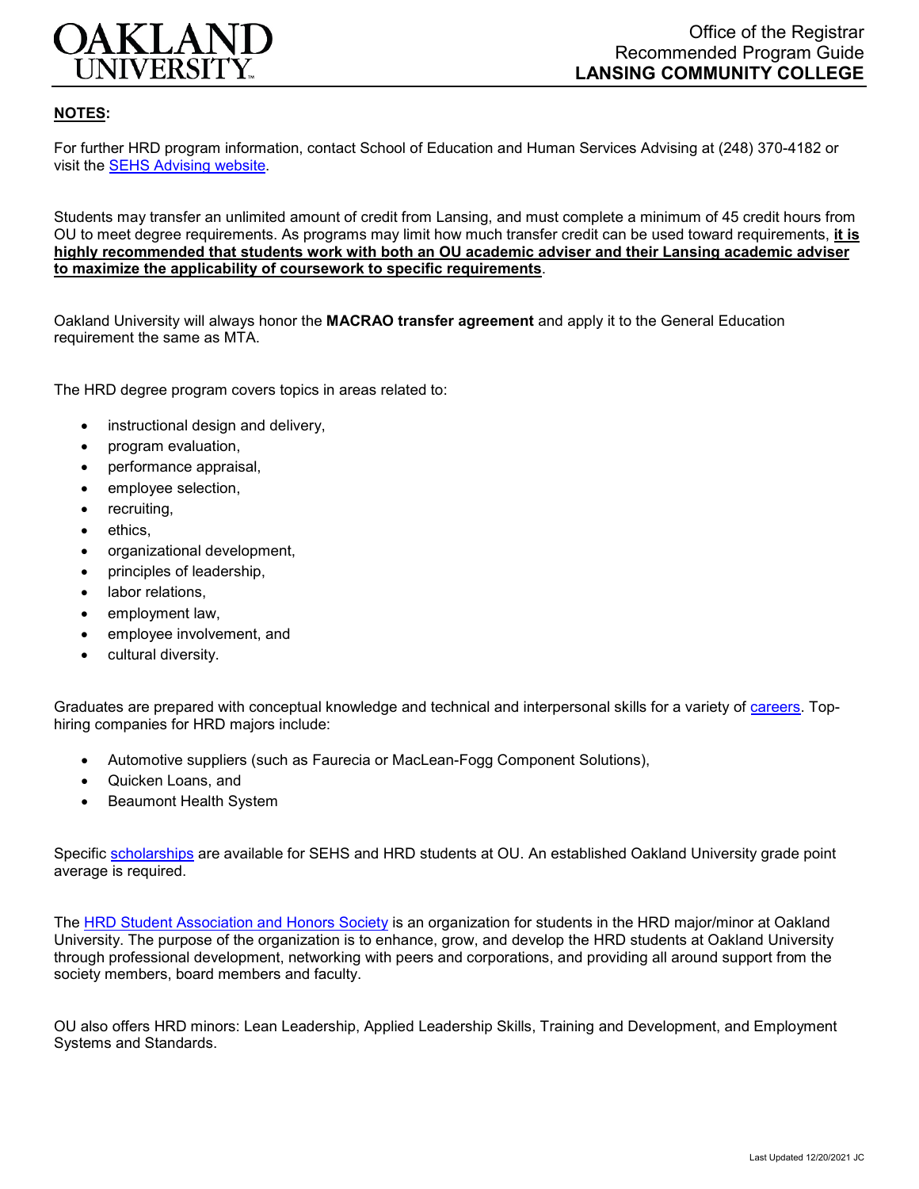**NOTES:**

For further HRD program information, contact School of Education and Human Services Advising at (248) 370-4182 or visit the SEHS Advising website.

Students may transfer an unlimited amount of credit from Lansing, and must complete a minimum of 45 credit hours from OU to meet degree requirements. As programs may limit how much transfer credit can be used toward requirements, **it is highly recommended that students work with both an OU academic adviser and their Lansing academic adviser to maximize the applicability of coursework to specific requirements**.

Oakland University will always honor the **MACRAO transfer agreement** and apply it to the General Education requirement the same as MTA.

The HRD degree program covers topics in areas related to:

- instructional design and delivery,
- program evaluation,
- performance appraisal,
- employee selection,
- recruiting,
- ethics,
- organizational development,
- principles of leadership,
- labor relations,
- employment law,
- employee involvement, and
- cultural diversity.

Graduates are prepared with conceptual knowledge and technical and interpersonal skills for a variety of careers. Top-hiring companies for HRD majors include:

- Automotive suppliers (such as Faurecia or MacLean-Fogg Component Solutions),
- Quicken Loans, and
- Beaumont Health System

Specific scholarships are available for SEHS and HRD students at OU. An established Oakland University grade point average is required.

The HRD Student Association and Honors Society is an organization for students in the HRD major/minor at Oakland University. The purpose of the organization is to enhance, grow, and develop the HRD students at Oakland University through professional development, networking with peers and corporations, and providing all around support from the society members, board members and faculty.

OU also offers HRD minors: Lean Leadership, Applied Leadership Skills, Training and Development, and Employment Systems and Standards.

Last Updated 12/20/2021 JC